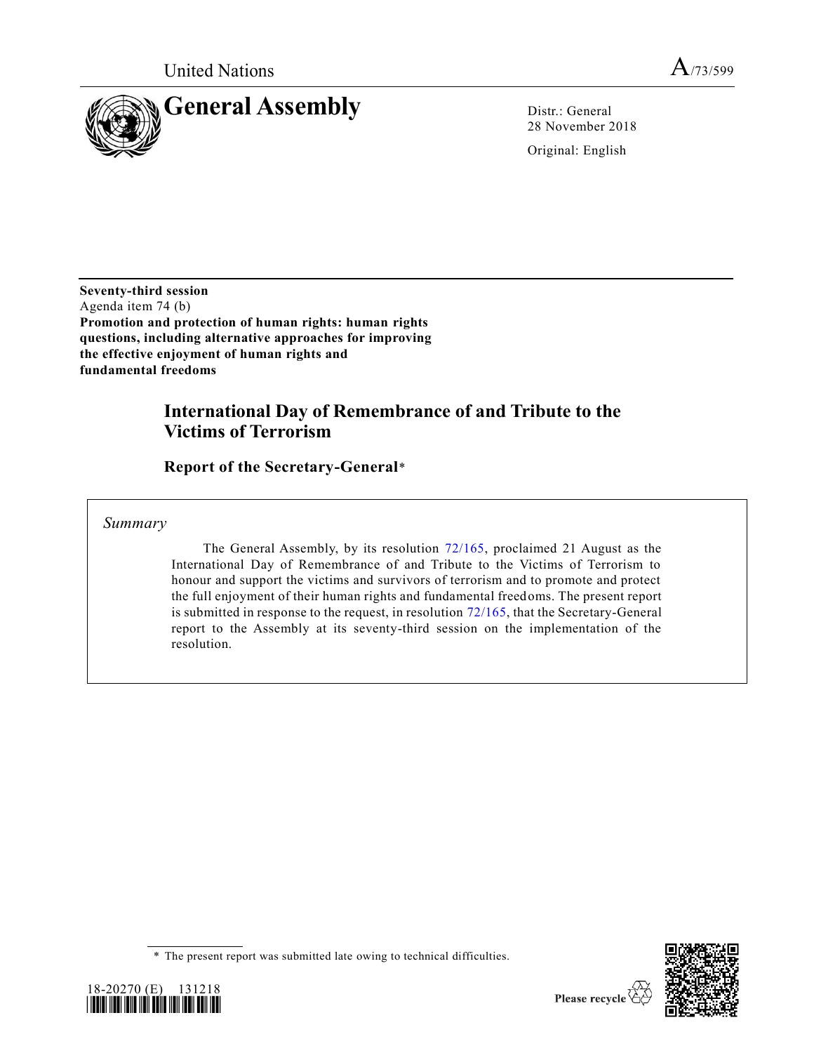United Nations

A/73/599

# General Assembly

Distr.: General
28 November 2018

Original: English

**Seventy-third session**
Agenda item 74 (b)
**Promotion and protection of human rights: human rights questions, including alternative approaches for improving the effective enjoyment of human rights and fundamental freedoms**

## International Day of Remembrance of and Tribute to the Victims of Terrorism

### Report of the Secretary-General*

*Summary*

The General Assembly, by its resolution 72/165, proclaimed 21 August as the International Day of Remembrance of and Tribute to the Victims of Terrorism to honour and support the victims and survivors of terrorism and to promote and protect the full enjoyment of their human rights and fundamental freedoms. The present report is submitted in response to the request, in resolution 72/165, that the Secretary-General report to the Assembly at its seventy-third session on the implementation of the resolution.

\* The present report was submitted late owing to technical difficulties.

18-20270 (E) 131218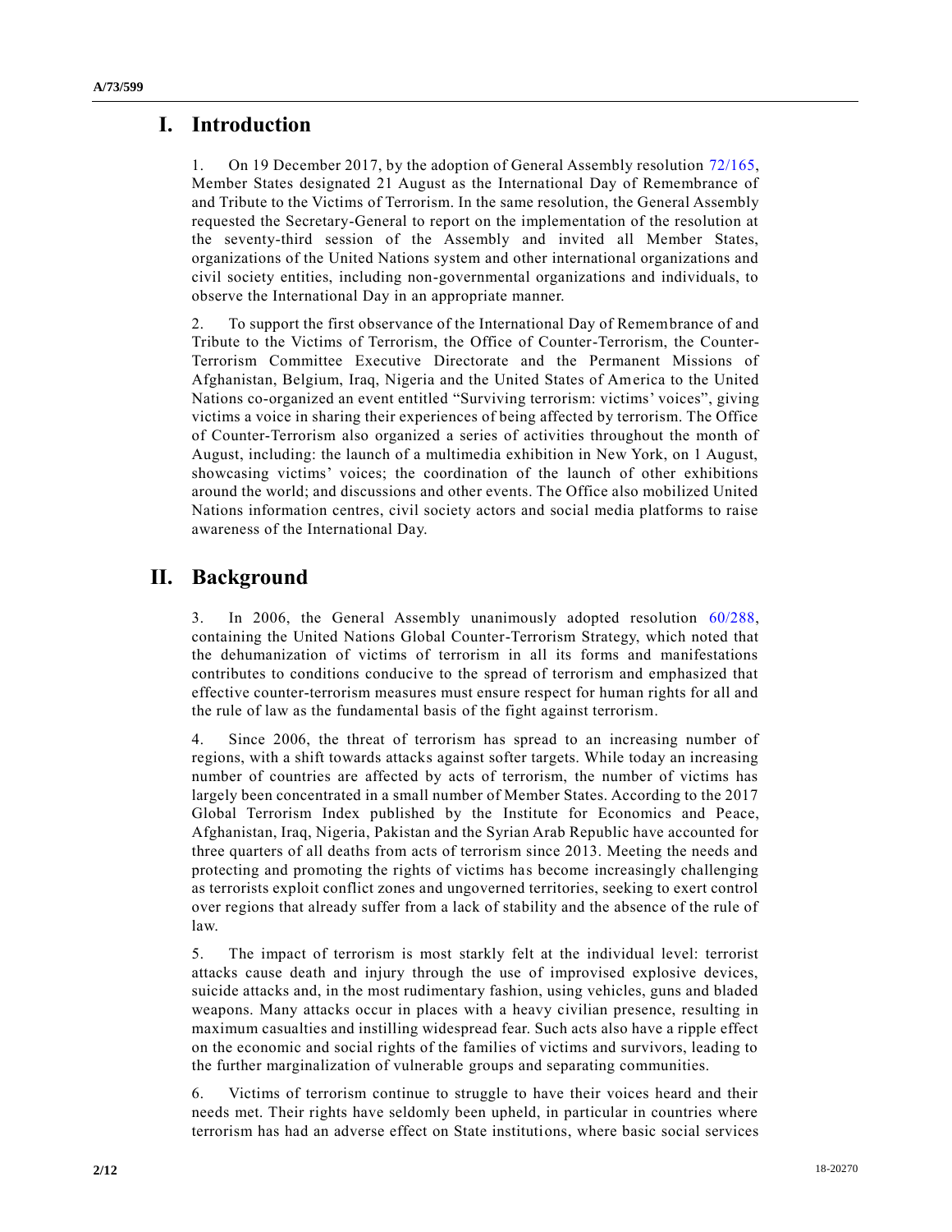# I. Introduction

1. On 19 December 2017, by the adoption of General Assembly resolution 72/165, Member States designated 21 August as the International Day of Remembrance of and Tribute to the Victims of Terrorism. In the same resolution, the General Assembly requested the Secretary-General to report on the implementation of the resolution at the seventy-third session of the Assembly and invited all Member States, organizations of the United Nations system and other international organizations and civil society entities, including non-governmental organizations and individuals, to observe the International Day in an appropriate manner.

2. To support the first observance of the International Day of Remembrance of and Tribute to the Victims of Terrorism, the Office of Counter-Terrorism, the Counter-Terrorism Committee Executive Directorate and the Permanent Missions of Afghanistan, Belgium, Iraq, Nigeria and the United States of America to the United Nations co-organized an event entitled "Surviving terrorism: victims' voices", giving victims a voice in sharing their experiences of being affected by terrorism. The Office of Counter-Terrorism also organized a series of activities throughout the month of August, including: the launch of a multimedia exhibition in New York, on 1 August, showcasing victims' voices; the coordination of the launch of other exhibitions around the world; and discussions and other events. The Office also mobilized United Nations information centres, civil society actors and social media platforms to raise awareness of the International Day.

# II. Background

3. In 2006, the General Assembly unanimously adopted resolution 60/288, containing the United Nations Global Counter-Terrorism Strategy, which noted that the dehumanization of victims of terrorism in all its forms and manifestations contributes to conditions conducive to the spread of terrorism and emphasized that effective counter-terrorism measures must ensure respect for human rights for all and the rule of law as the fundamental basis of the fight against terrorism.

4. Since 2006, the threat of terrorism has spread to an increasing number of regions, with a shift towards attacks against softer targets. While today an increasing number of countries are affected by acts of terrorism, the number of victims has largely been concentrated in a small number of Member States. According to the 2017 Global Terrorism Index published by the Institute for Economics and Peace, Afghanistan, Iraq, Nigeria, Pakistan and the Syrian Arab Republic have accounted for three quarters of all deaths from acts of terrorism since 2013. Meeting the needs and protecting and promoting the rights of victims has become increasingly challenging as terrorists exploit conflict zones and ungoverned territories, seeking to exert control over regions that already suffer from a lack of stability and the absence of the rule of law.

5. The impact of terrorism is most starkly felt at the individual level: terrorist attacks cause death and injury through the use of improvised explosive devices, suicide attacks and, in the most rudimentary fashion, using vehicles, guns and bladed weapons. Many attacks occur in places with a heavy civilian presence, resulting in maximum casualties and instilling widespread fear. Such acts also have a ripple effect on the economic and social rights of the families of victims and survivors, leading to the further marginalization of vulnerable groups and separating communities.

6. Victims of terrorism continue to struggle to have their voices heard and their needs met. Their rights have seldomly been upheld, in particular in countries where terrorism has had an adverse effect on State institutions, where basic social services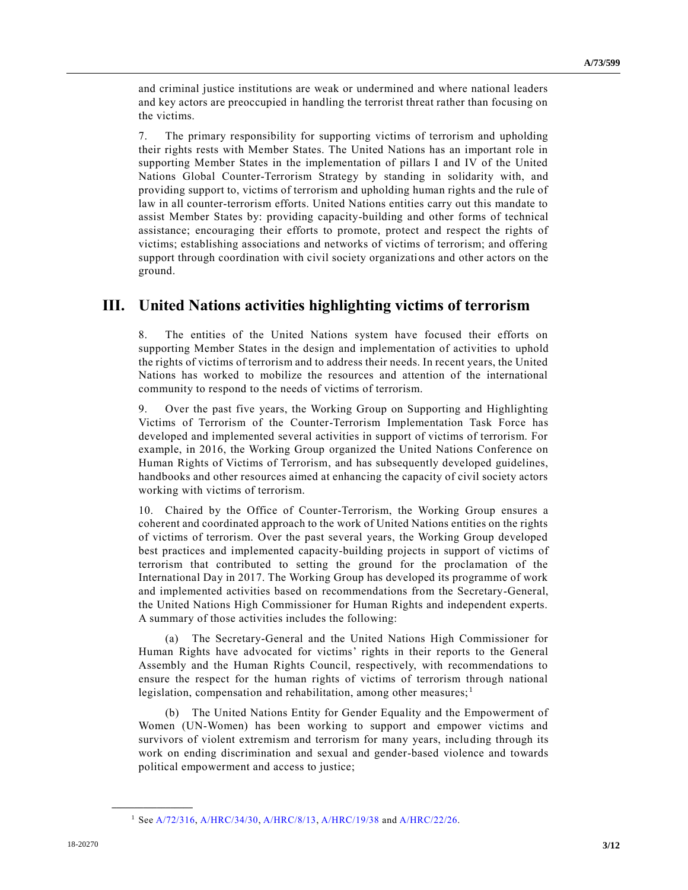and criminal justice institutions are weak or undermined and where national leaders and key actors are preoccupied in handling the terrorist threat rather than focusing on the victims.

7. The primary responsibility for supporting victims of terrorism and upholding their rights rests with Member States. The United Nations has an important role in supporting Member States in the implementation of pillars I and IV of the United Nations Global Counter-Terrorism Strategy by standing in solidarity with, and providing support to, victims of terrorism and upholding human rights and the rule of law in all counter-terrorism efforts. United Nations entities carry out this mandate to assist Member States by: providing capacity-building and other forms of technical assistance; encouraging their efforts to promote, protect and respect the rights of victims; establishing associations and networks of victims of terrorism; and offering support through coordination with civil society organizations and other actors on the ground.

## III. United Nations activities highlighting victims of terrorism

8. The entities of the United Nations system have focused their efforts on supporting Member States in the design and implementation of activities to uphold the rights of victims of terrorism and to address their needs. In recent years, the United Nations has worked to mobilize the resources and attention of the international community to respond to the needs of victims of terrorism.

9. Over the past five years, the Working Group on Supporting and Highlighting Victims of Terrorism of the Counter-Terrorism Implementation Task Force has developed and implemented several activities in support of victims of terrorism. For example, in 2016, the Working Group organized the United Nations Conference on Human Rights of Victims of Terrorism, and has subsequently developed guidelines, handbooks and other resources aimed at enhancing the capacity of civil society actors working with victims of terrorism.

10. Chaired by the Office of Counter-Terrorism, the Working Group ensures a coherent and coordinated approach to the work of United Nations entities on the rights of victims of terrorism. Over the past several years, the Working Group developed best practices and implemented capacity-building projects in support of victims of terrorism that contributed to setting the ground for the proclamation of the International Day in 2017. The Working Group has developed its programme of work and implemented activities based on recommendations from the Secretary-General, the United Nations High Commissioner for Human Rights and independent experts. A summary of those activities includes the following:

(a) The Secretary-General and the United Nations High Commissioner for Human Rights have advocated for victims' rights in their reports to the General Assembly and the Human Rights Council, respectively, with recommendations to ensure the respect for the human rights of victims of terrorism through national legislation, compensation and rehabilitation, among other measures;[1]

(b) The United Nations Entity for Gender Equality and the Empowerment of Women (UN-Women) has been working to support and empower victims and survivors of violent extremism and terrorism for many years, including through its work on ending discrimination and sexual and gender-based violence and towards political empowerment and access to justice;

---

[1] See A/72/316, A/HRC/34/30, A/HRC/8/13, A/HRC/19/38 and A/HRC/22/26.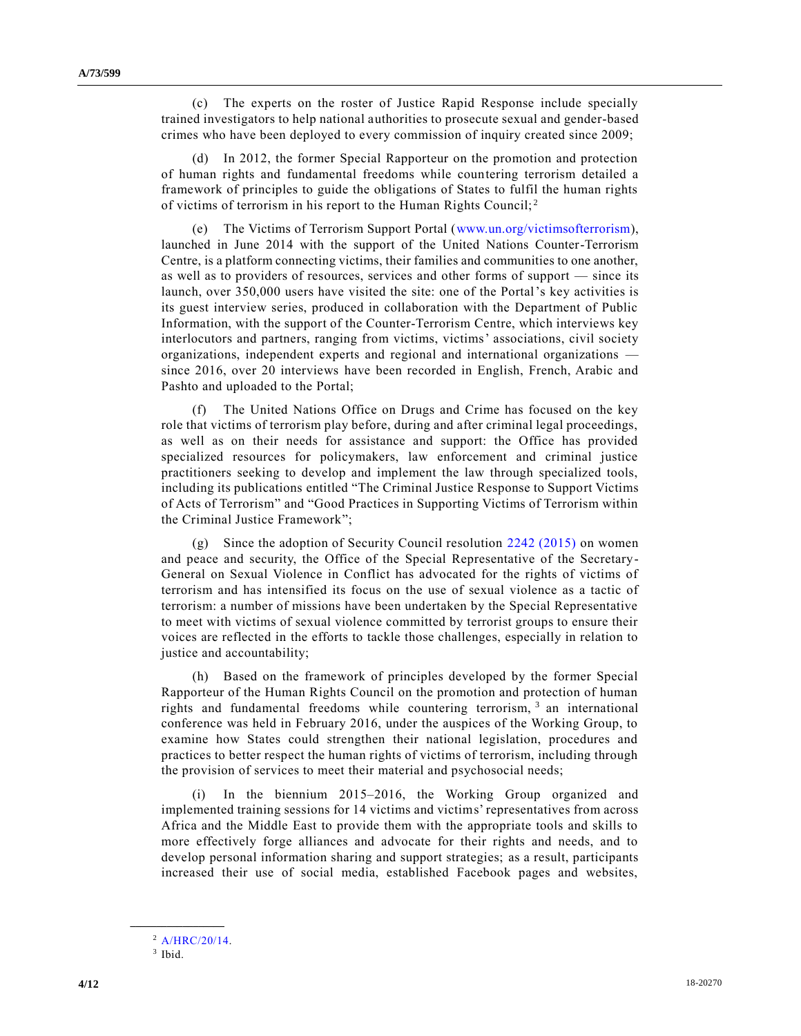(c) The experts on the roster of Justice Rapid Response include specially trained investigators to help national authorities to prosecute sexual and gender-based crimes who have been deployed to every commission of inquiry created since 2009;

(d) In 2012, the former Special Rapporteur on the promotion and protection of human rights and fundamental freedoms while countering terrorism detailed a framework of principles to guide the obligations of States to fulfil the human rights of victims of terrorism in his report to the Human Rights Council;[2]

(e) The Victims of Terrorism Support Portal (www.un.org/victimsofterrorism), launched in June 2014 with the support of the United Nations Counter-Terrorism Centre, is a platform connecting victims, their families and communities to one another, as well as to providers of resources, services and other forms of support — since its launch, over 350,000 users have visited the site: one of the Portal's key activities is its guest interview series, produced in collaboration with the Department of Public Information, with the support of the Counter-Terrorism Centre, which interviews key interlocutors and partners, ranging from victims, victims' associations, civil society organizations, independent experts and regional and international organizations — since 2016, over 20 interviews have been recorded in English, French, Arabic and Pashto and uploaded to the Portal;

(f) The United Nations Office on Drugs and Crime has focused on the key role that victims of terrorism play before, during and after criminal legal proceedings, as well as on their needs for assistance and support: the Office has provided specialized resources for policymakers, law enforcement and criminal justice practitioners seeking to develop and implement the law through specialized tools, including its publications entitled "The Criminal Justice Response to Support Victims of Acts of Terrorism" and "Good Practices in Supporting Victims of Terrorism within the Criminal Justice Framework";

(g) Since the adoption of Security Council resolution 2242 (2015) on women and peace and security, the Office of the Special Representative of the Secretary-General on Sexual Violence in Conflict has advocated for the rights of victims of terrorism and has intensified its focus on the use of sexual violence as a tactic of terrorism: a number of missions have been undertaken by the Special Representative to meet with victims of sexual violence committed by terrorist groups to ensure their voices are reflected in the efforts to tackle those challenges, especially in relation to justice and accountability;

(h) Based on the framework of principles developed by the former Special Rapporteur of the Human Rights Council on the promotion and protection of human rights and fundamental freedoms while countering terrorism,[3] an international conference was held in February 2016, under the auspices of the Working Group, to examine how States could strengthen their national legislation, procedures and practices to better respect the human rights of victims of terrorism, including through the provision of services to meet their material and psychosocial needs;

(i) In the biennium 2015–2016, the Working Group organized and implemented training sessions for 14 victims and victims' representatives from across Africa and the Middle East to provide them with the appropriate tools and skills to more effectively forge alliances and advocate for their rights and needs, and to develop personal information sharing and support strategies; as a result, participants increased their use of social media, established Facebook pages and websites,

---

[2] A/HRC/20/14.

[3] Ibid.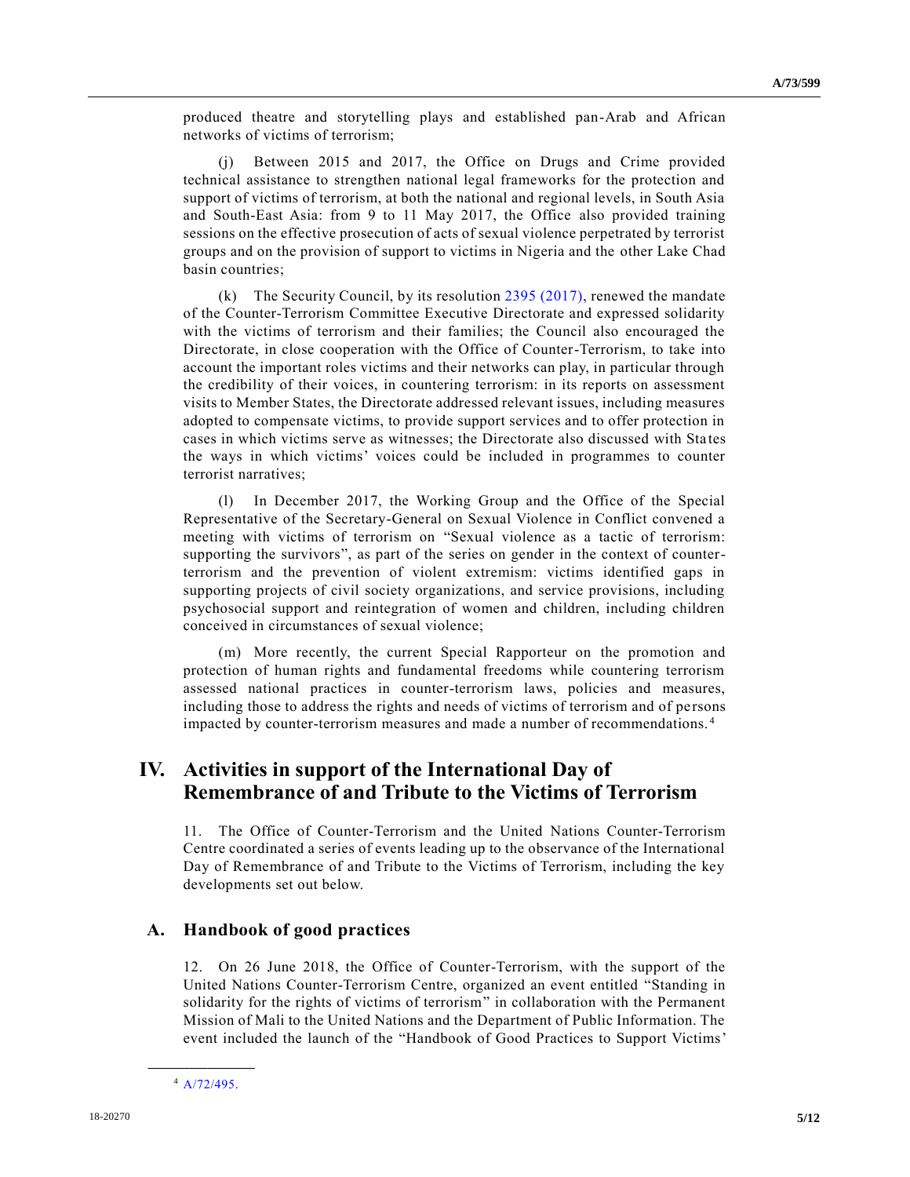produced theatre and storytelling plays and established pan-Arab and African networks of victims of terrorism;

(j) Between 2015 and 2017, the Office on Drugs and Crime provided technical assistance to strengthen national legal frameworks for the protection and support of victims of terrorism, at both the national and regional levels, in South Asia and South-East Asia: from 9 to 11 May 2017, the Office also provided training sessions on the effective prosecution of acts of sexual violence perpetrated by terrorist groups and on the provision of support to victims in Nigeria and the other Lake Chad basin countries;

(k) The Security Council, by its resolution 2395 (2017), renewed the mandate of the Counter-Terrorism Committee Executive Directorate and expressed solidarity with the victims of terrorism and their families; the Council also encouraged the Directorate, in close cooperation with the Office of Counter-Terrorism, to take into account the important roles victims and their networks can play, in particular through the credibility of their voices, in countering terrorism: in its reports on assessment visits to Member States, the Directorate addressed relevant issues, including measures adopted to compensate victims, to provide support services and to offer protection in cases in which victims serve as witnesses; the Directorate also discussed with States the ways in which victims' voices could be included in programmes to counter terrorist narratives;

(l) In December 2017, the Working Group and the Office of the Special Representative of the Secretary-General on Sexual Violence in Conflict convened a meeting with victims of terrorism on "Sexual violence as a tactic of terrorism: supporting the survivors", as part of the series on gender in the context of counter-terrorism and the prevention of violent extremism: victims identified gaps in supporting projects of civil society organizations, and service provisions, including psychosocial support and reintegration of women and children, including children conceived in circumstances of sexual violence;

(m) More recently, the current Special Rapporteur on the promotion and protection of human rights and fundamental freedoms while countering terrorism assessed national practices in counter-terrorism laws, policies and measures, including those to address the rights and needs of victims of terrorism and of persons impacted by counter-terrorism measures and made a number of recommendations.[4]

# IV. Activities in support of the International Day of Remembrance of and Tribute to the Victims of Terrorism

11. The Office of Counter-Terrorism and the United Nations Counter-Terrorism Centre coordinated a series of events leading up to the observance of the International Day of Remembrance of and Tribute to the Victims of Terrorism, including the key developments set out below.

## A. Handbook of good practices

12. On 26 June 2018, the Office of Counter-Terrorism, with the support of the United Nations Counter-Terrorism Centre, organized an event entitled "Standing in solidarity for the rights of victims of terrorism" in collaboration with the Permanent Mission of Mali to the United Nations and the Department of Public Information. The event included the launch of the "Handbook of Good Practices to Support Victims'

[4] A/72/495.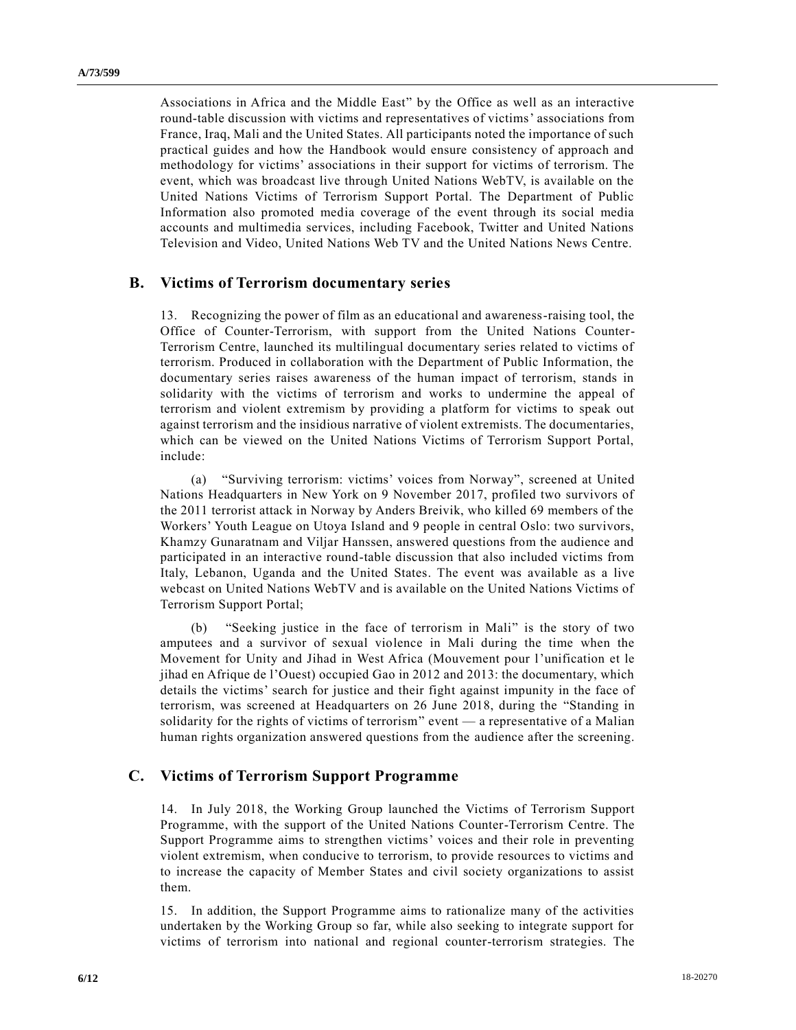Associations in Africa and the Middle East" by the Office as well as an interactive round-table discussion with victims and representatives of victims' associations from France, Iraq, Mali and the United States. All participants noted the importance of such practical guides and how the Handbook would ensure consistency of approach and methodology for victims' associations in their support for victims of terrorism. The event, which was broadcast live through United Nations WebTV, is available on the United Nations Victims of Terrorism Support Portal. The Department of Public Information also promoted media coverage of the event through its social media accounts and multimedia services, including Facebook, Twitter and United Nations Television and Video, United Nations Web TV and the United Nations News Centre.

## B. Victims of Terrorism documentary series

13. Recognizing the power of film as an educational and awareness-raising tool, the Office of Counter-Terrorism, with support from the United Nations Counter-Terrorism Centre, launched its multilingual documentary series related to victims of terrorism. Produced in collaboration with the Department of Public Information, the documentary series raises awareness of the human impact of terrorism, stands in solidarity with the victims of terrorism and works to undermine the appeal of terrorism and violent extremism by providing a platform for victims to speak out against terrorism and the insidious narrative of violent extremists. The documentaries, which can be viewed on the United Nations Victims of Terrorism Support Portal, include:

(a) "Surviving terrorism: victims' voices from Norway", screened at United Nations Headquarters in New York on 9 November 2017, profiled two survivors of the 2011 terrorist attack in Norway by Anders Breivik, who killed 69 members of the Workers' Youth League on Utoya Island and 9 people in central Oslo: two survivors, Khamzy Gunaratnam and Viljar Hanssen, answered questions from the audience and participated in an interactive round-table discussion that also included victims from Italy, Lebanon, Uganda and the United States. The event was available as a live webcast on United Nations WebTV and is available on the United Nations Victims of Terrorism Support Portal;

(b) "Seeking justice in the face of terrorism in Mali" is the story of two amputees and a survivor of sexual violence in Mali during the time when the Movement for Unity and Jihad in West Africa (Mouvement pour l'unification et le jihad en Afrique de l'Ouest) occupied Gao in 2012 and 2013: the documentary, which details the victims' search for justice and their fight against impunity in the face of terrorism, was screened at Headquarters on 26 June 2018, during the "Standing in solidarity for the rights of victims of terrorism" event — a representative of a Malian human rights organization answered questions from the audience after the screening.

## C. Victims of Terrorism Support Programme

14. In July 2018, the Working Group launched the Victims of Terrorism Support Programme, with the support of the United Nations Counter-Terrorism Centre. The Support Programme aims to strengthen victims' voices and their role in preventing violent extremism, when conducive to terrorism, to provide resources to victims and to increase the capacity of Member States and civil society organizations to assist them.

15. In addition, the Support Programme aims to rationalize many of the activities undertaken by the Working Group so far, while also seeking to integrate support for victims of terrorism into national and regional counter-terrorism strategies. The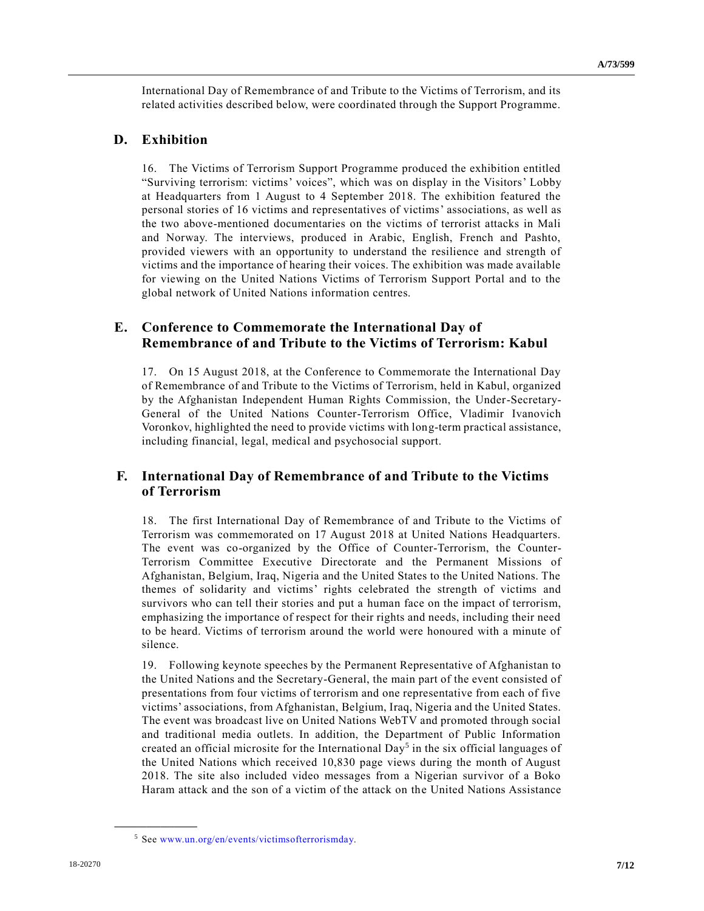International Day of Remembrance of and Tribute to the Victims of Terrorism, and its related activities described below, were coordinated through the Support Programme.

## D. Exhibition

16. The Victims of Terrorism Support Programme produced the exhibition entitled "Surviving terrorism: victims' voices", which was on display in the Visitors' Lobby at Headquarters from 1 August to 4 September 2018. The exhibition featured the personal stories of 16 victims and representatives of victims' associations, as well as the two above-mentioned documentaries on the victims of terrorist attacks in Mali and Norway. The interviews, produced in Arabic, English, French and Pashto, provided viewers with an opportunity to understand the resilience and strength of victims and the importance of hearing their voices. The exhibition was made available for viewing on the United Nations Victims of Terrorism Support Portal and to the global network of United Nations information centres.

## E. Conference to Commemorate the International Day of Remembrance of and Tribute to the Victims of Terrorism: Kabul

17. On 15 August 2018, at the Conference to Commemorate the International Day of Remembrance of and Tribute to the Victims of Terrorism, held in Kabul, organized by the Afghanistan Independent Human Rights Commission, the Under-Secretary-General of the United Nations Counter-Terrorism Office, Vladimir Ivanovich Voronkov, highlighted the need to provide victims with long-term practical assistance, including financial, legal, medical and psychosocial support.

## F. International Day of Remembrance of and Tribute to the Victims of Terrorism

18. The first International Day of Remembrance of and Tribute to the Victims of Terrorism was commemorated on 17 August 2018 at United Nations Headquarters. The event was co-organized by the Office of Counter-Terrorism, the Counter-Terrorism Committee Executive Directorate and the Permanent Missions of Afghanistan, Belgium, Iraq, Nigeria and the United States to the United Nations. The themes of solidarity and victims' rights celebrated the strength of victims and survivors who can tell their stories and put a human face on the impact of terrorism, emphasizing the importance of respect for their rights and needs, including their need to be heard. Victims of terrorism around the world were honoured with a minute of silence.

19. Following keynote speeches by the Permanent Representative of Afghanistan to the United Nations and the Secretary-General, the main part of the event consisted of presentations from four victims of terrorism and one representative from each of five victims' associations, from Afghanistan, Belgium, Iraq, Nigeria and the United States. The event was broadcast live on United Nations WebTV and promoted through social and traditional media outlets. In addition, the Department of Public Information created an official microsite for the International Day[5] in the six official languages of the United Nations which received 10,830 page views during the month of August 2018. The site also included video messages from a Nigerian survivor of a Boko Haram attack and the son of a victim of the attack on the United Nations Assistance

---

[5] See www.un.org/en/events/victimsofterrorismday.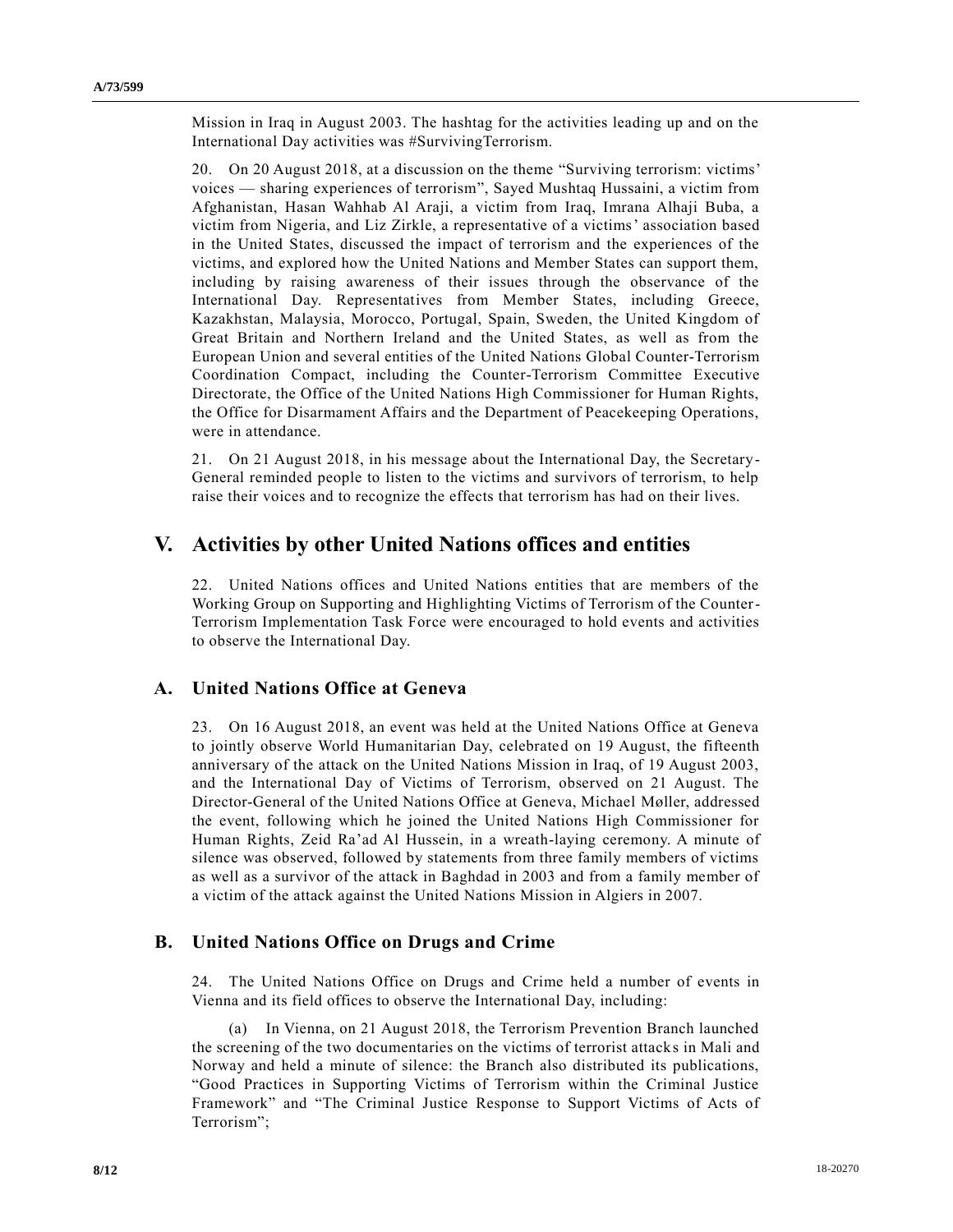Mission in Iraq in August 2003. The hashtag for the activities leading up and on the International Day activities was #SurvivingTerrorism.

20. On 20 August 2018, at a discussion on the theme "Surviving terrorism: victims' voices — sharing experiences of terrorism", Sayed Mushtaq Hussaini, a victim from Afghanistan, Hasan Wahhab Al Araji, a victim from Iraq, Imrana Alhaji Buba, a victim from Nigeria, and Liz Zirkle, a representative of a victims' association based in the United States, discussed the impact of terrorism and the experiences of the victims, and explored how the United Nations and Member States can support them, including by raising awareness of their issues through the observance of the International Day. Representatives from Member States, including Greece, Kazakhstan, Malaysia, Morocco, Portugal, Spain, Sweden, the United Kingdom of Great Britain and Northern Ireland and the United States, as well as from the European Union and several entities of the United Nations Global Counter-Terrorism Coordination Compact, including the Counter-Terrorism Committee Executive Directorate, the Office of the United Nations High Commissioner for Human Rights, the Office for Disarmament Affairs and the Department of Peacekeeping Operations, were in attendance.

21. On 21 August 2018, in his message about the International Day, the Secretary-General reminded people to listen to the victims and survivors of terrorism, to help raise their voices and to recognize the effects that terrorism has had on their lives.

# V. Activities by other United Nations offices and entities

22. United Nations offices and United Nations entities that are members of the Working Group on Supporting and Highlighting Victims of Terrorism of the Counter-Terrorism Implementation Task Force were encouraged to hold events and activities to observe the International Day.

## A. United Nations Office at Geneva

23. On 16 August 2018, an event was held at the United Nations Office at Geneva to jointly observe World Humanitarian Day, celebrated on 19 August, the fifteenth anniversary of the attack on the United Nations Mission in Iraq, of 19 August 2003, and the International Day of Victims of Terrorism, observed on 21 August. The Director-General of the United Nations Office at Geneva, Michael Møller, addressed the event, following which he joined the United Nations High Commissioner for Human Rights, Zeid Ra'ad Al Hussein, in a wreath-laying ceremony. A minute of silence was observed, followed by statements from three family members of victims as well as a survivor of the attack in Baghdad in 2003 and from a family member of a victim of the attack against the United Nations Mission in Algiers in 2007.

## B. United Nations Office on Drugs and Crime

24. The United Nations Office on Drugs and Crime held a number of events in Vienna and its field offices to observe the International Day, including:

(a) In Vienna, on 21 August 2018, the Terrorism Prevention Branch launched the screening of the two documentaries on the victims of terrorist attacks in Mali and Norway and held a minute of silence: the Branch also distributed its publications, "Good Practices in Supporting Victims of Terrorism within the Criminal Justice Framework" and "The Criminal Justice Response to Support Victims of Acts of Terrorism";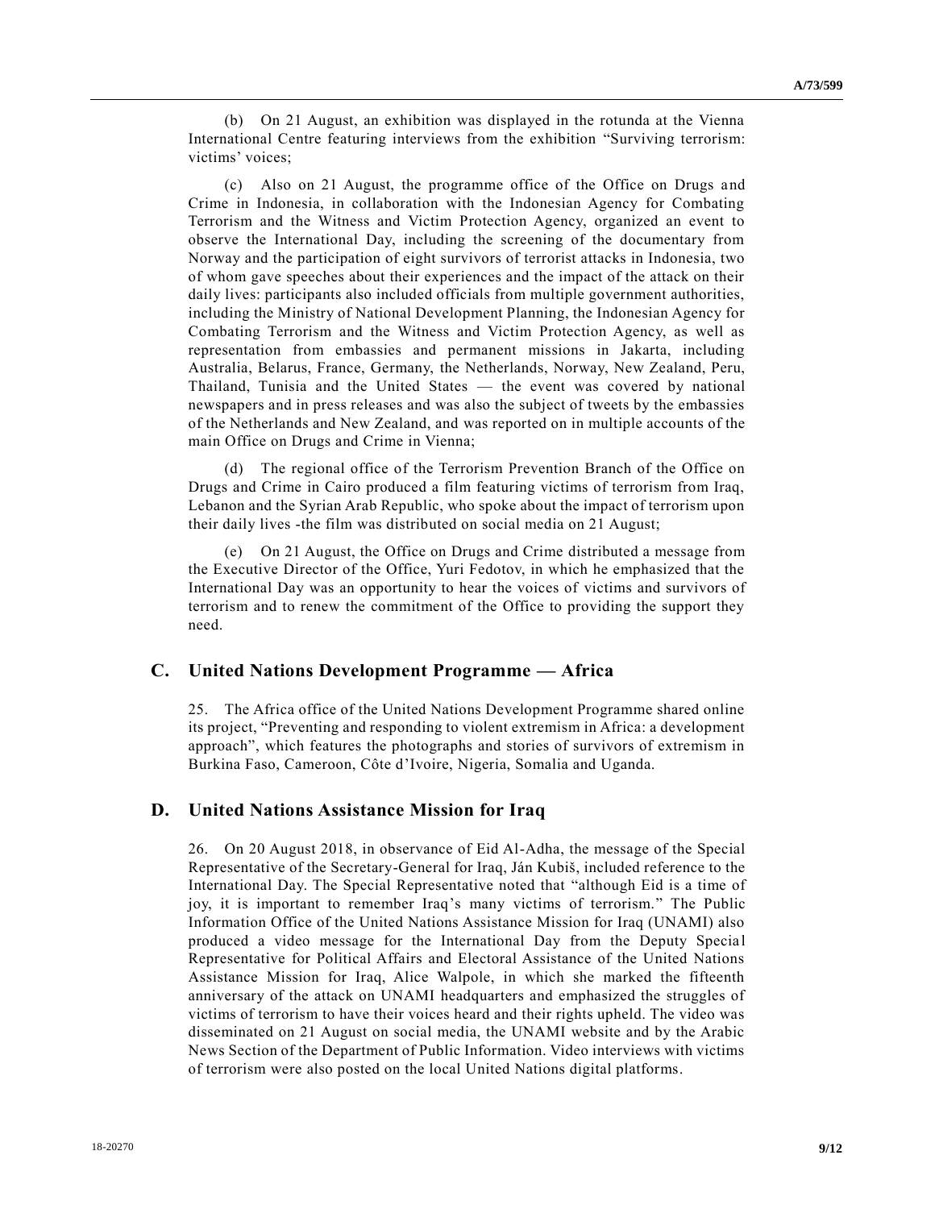(b) On 21 August, an exhibition was displayed in the rotunda at the Vienna International Centre featuring interviews from the exhibition “Surviving terrorism: victims’ voices;

(c) Also on 21 August, the programme office of the Office on Drugs and Crime in Indonesia, in collaboration with the Indonesian Agency for Combating Terrorism and the Witness and Victim Protection Agency, organized an event to observe the International Day, including the screening of the documentary from Norway and the participation of eight survivors of terrorist attacks in Indonesia, two of whom gave speeches about their experiences and the impact of the attack on their daily lives: participants also included officials from multiple government authorities, including the Ministry of National Development Planning, the Indonesian Agency for Combating Terrorism and the Witness and Victim Protection Agency, as well as representation from embassies and permanent missions in Jakarta, including Australia, Belarus, France, Germany, the Netherlands, Norway, New Zealand, Peru, Thailand, Tunisia and the United States — the event was covered by national newspapers and in press releases and was also the subject of tweets by the embassies of the Netherlands and New Zealand, and was reported on in multiple accounts of the main Office on Drugs and Crime in Vienna;

(d) The regional office of the Terrorism Prevention Branch of the Office on Drugs and Crime in Cairo produced a film featuring victims of terrorism from Iraq, Lebanon and the Syrian Arab Republic, who spoke about the impact of terrorism upon their daily lives -the film was distributed on social media on 21 August;

(e) On 21 August, the Office on Drugs and Crime distributed a message from the Executive Director of the Office, Yuri Fedotov, in which he emphasized that the International Day was an opportunity to hear the voices of victims and survivors of terrorism and to renew the commitment of the Office to providing the support they need.

## C. United Nations Development Programme — Africa

25. The Africa office of the United Nations Development Programme shared online its project, “Preventing and responding to violent extremism in Africa: a development approach”, which features the photographs and stories of survivors of extremism in Burkina Faso, Cameroon, Côte d’Ivoire, Nigeria, Somalia and Uganda.

## D. United Nations Assistance Mission for Iraq

26. On 20 August 2018, in observance of Eid Al-Adha, the message of the Special Representative of the Secretary-General for Iraq, Ján Kubiš, included reference to the International Day. The Special Representative noted that “although Eid is a time of joy, it is important to remember Iraq’s many victims of terrorism.” The Public Information Office of the United Nations Assistance Mission for Iraq (UNAMI) also produced a video message for the International Day from the Deputy Special Representative for Political Affairs and Electoral Assistance of the United Nations Assistance Mission for Iraq, Alice Walpole, in which she marked the fifteenth anniversary of the attack on UNAMI headquarters and emphasized the struggles of victims of terrorism to have their voices heard and their rights upheld. The video was disseminated on 21 August on social media, the UNAMI website and by the Arabic News Section of the Department of Public Information. Video interviews with victims of terrorism were also posted on the local United Nations digital platforms.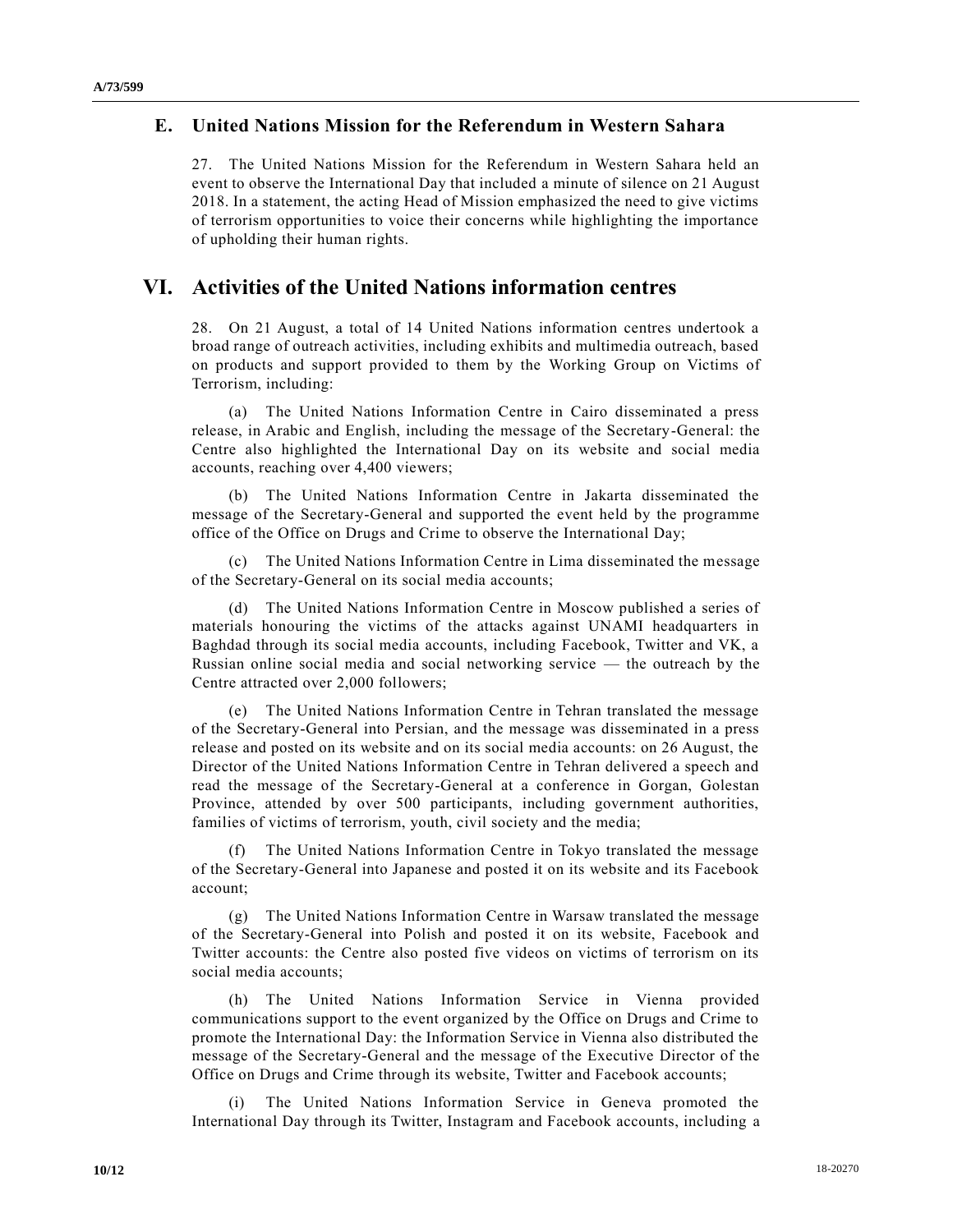## E. United Nations Mission for the Referendum in Western Sahara

27. The United Nations Mission for the Referendum in Western Sahara held an event to observe the International Day that included a minute of silence on 21 August 2018. In a statement, the acting Head of Mission emphasized the need to give victims of terrorism opportunities to voice their concerns while highlighting the importance of upholding their human rights.

# VI. Activities of the United Nations information centres

28. On 21 August, a total of 14 United Nations information centres undertook a broad range of outreach activities, including exhibits and multimedia outreach, based on products and support provided to them by the Working Group on Victims of Terrorism, including:

(a) The United Nations Information Centre in Cairo disseminated a press release, in Arabic and English, including the message of the Secretary-General: the Centre also highlighted the International Day on its website and social media accounts, reaching over 4,400 viewers;

(b) The United Nations Information Centre in Jakarta disseminated the message of the Secretary-General and supported the event held by the programme office of the Office on Drugs and Crime to observe the International Day;

(c) The United Nations Information Centre in Lima disseminated the message of the Secretary-General on its social media accounts;

(d) The United Nations Information Centre in Moscow published a series of materials honouring the victims of the attacks against UNAMI headquarters in Baghdad through its social media accounts, including Facebook, Twitter and VK, a Russian online social media and social networking service — the outreach by the Centre attracted over 2,000 followers;

(e) The United Nations Information Centre in Tehran translated the message of the Secretary-General into Persian, and the message was disseminated in a press release and posted on its website and on its social media accounts: on 26 August, the Director of the United Nations Information Centre in Tehran delivered a speech and read the message of the Secretary-General at a conference in Gorgan, Golestan Province, attended by over 500 participants, including government authorities, families of victims of terrorism, youth, civil society and the media;

(f) The United Nations Information Centre in Tokyo translated the message of the Secretary-General into Japanese and posted it on its website and its Facebook account;

(g) The United Nations Information Centre in Warsaw translated the message of the Secretary-General into Polish and posted it on its website, Facebook and Twitter accounts: the Centre also posted five videos on victims of terrorism on its social media accounts;

(h) The United Nations Information Service in Vienna provided communications support to the event organized by the Office on Drugs and Crime to promote the International Day: the Information Service in Vienna also distributed the message of the Secretary-General and the message of the Executive Director of the Office on Drugs and Crime through its website, Twitter and Facebook accounts;

(i) The United Nations Information Service in Geneva promoted the International Day through its Twitter, Instagram and Facebook accounts, including a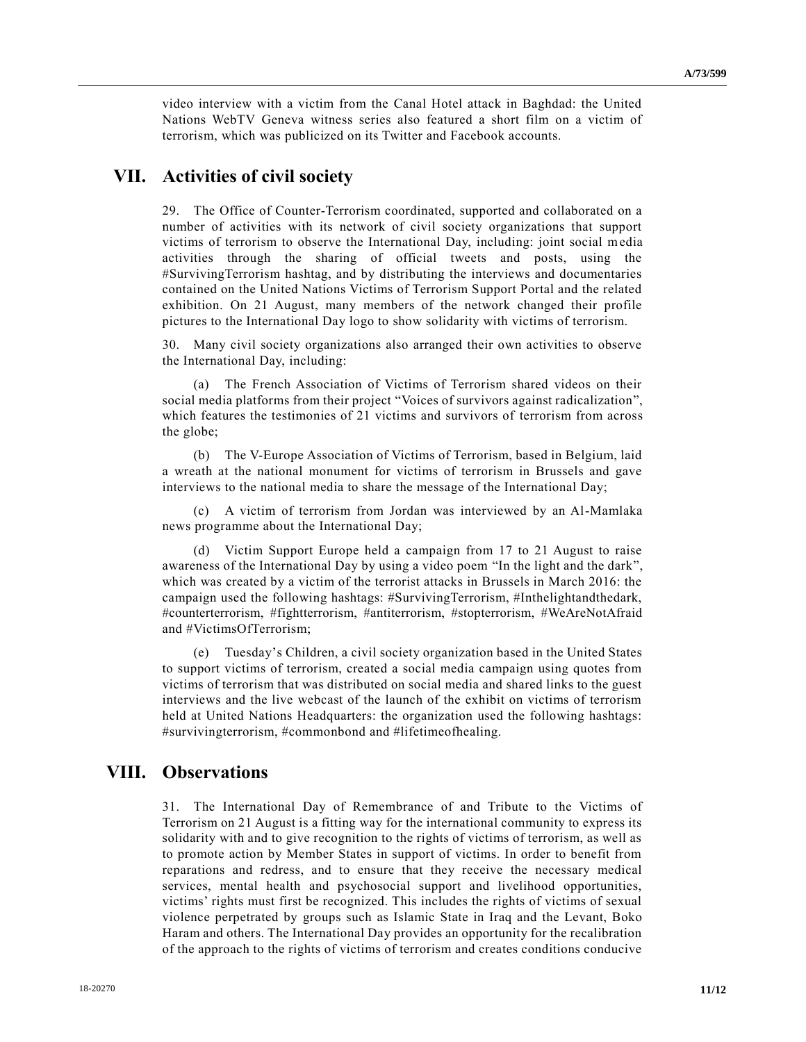video interview with a victim from the Canal Hotel attack in Baghdad: the United Nations WebTV Geneva witness series also featured a short film on a victim of terrorism, which was publicized on its Twitter and Facebook accounts.

## VII. Activities of civil society

29. The Office of Counter-Terrorism coordinated, supported and collaborated on a number of activities with its network of civil society organizations that support victims of terrorism to observe the International Day, including: joint social media activities through the sharing of official tweets and posts, using the #SurvivingTerrorism hashtag, and by distributing the interviews and documentaries contained on the United Nations Victims of Terrorism Support Portal and the related exhibition. On 21 August, many members of the network changed their profile pictures to the International Day logo to show solidarity with victims of terrorism.

30. Many civil society organizations also arranged their own activities to observe the International Day, including:

(a) The French Association of Victims of Terrorism shared videos on their social media platforms from their project "Voices of survivors against radicalization", which features the testimonies of 21 victims and survivors of terrorism from across the globe;

(b) The V-Europe Association of Victims of Terrorism, based in Belgium, laid a wreath at the national monument for victims of terrorism in Brussels and gave interviews to the national media to share the message of the International Day;

(c) A victim of terrorism from Jordan was interviewed by an Al-Mamlaka news programme about the International Day;

(d) Victim Support Europe held a campaign from 17 to 21 August to raise awareness of the International Day by using a video poem "In the light and the dark", which was created by a victim of the terrorist attacks in Brussels in March 2016: the campaign used the following hashtags: #SurvivingTerrorism, #Inthelightandthedark, #counterterrorism, #fightterrorism, #antiterrorism, #stopterrorism, #WeAreNotAfraid and #VictimsOfTerrorism;

(e) Tuesday's Children, a civil society organization based in the United States to support victims of terrorism, created a social media campaign using quotes from victims of terrorism that was distributed on social media and shared links to the guest interviews and the live webcast of the launch of the exhibit on victims of terrorism held at United Nations Headquarters: the organization used the following hashtags: #survivingterrorism, #commonbond and #lifetimeofhealing.

## VIII. Observations

31. The International Day of Remembrance of and Tribute to the Victims of Terrorism on 21 August is a fitting way for the international community to express its solidarity with and to give recognition to the rights of victims of terrorism, as well as to promote action by Member States in support of victims. In order to benefit from reparations and redress, and to ensure that they receive the necessary medical services, mental health and psychosocial support and livelihood opportunities, victims' rights must first be recognized. This includes the rights of victims of sexual violence perpetrated by groups such as Islamic State in Iraq and the Levant, Boko Haram and others. The International Day provides an opportunity for the recalibration of the approach to the rights of victims of terrorism and creates conditions conducive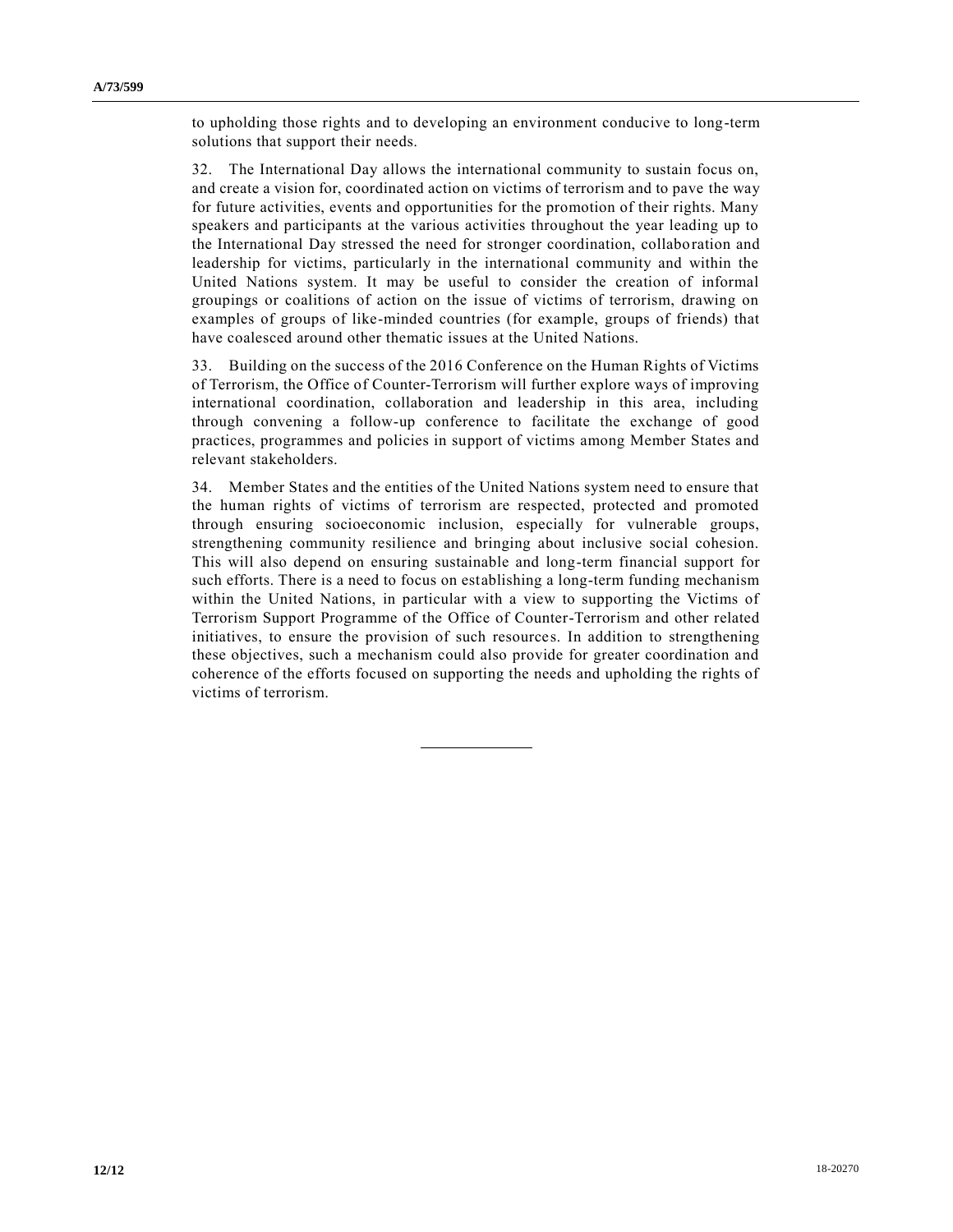to upholding those rights and to developing an environment conducive to long-term solutions that support their needs.

32. The International Day allows the international community to sustain focus on, and create a vision for, coordinated action on victims of terrorism and to pave the way for future activities, events and opportunities for the promotion of their rights. Many speakers and participants at the various activities throughout the year leading up to the International Day stressed the need for stronger coordination, collaboration and leadership for victims, particularly in the international community and within the United Nations system. It may be useful to consider the creation of informal groupings or coalitions of action on the issue of victims of terrorism, drawing on examples of groups of like-minded countries (for example, groups of friends) that have coalesced around other thematic issues at the United Nations.

33. Building on the success of the 2016 Conference on the Human Rights of Victims of Terrorism, the Office of Counter-Terrorism will further explore ways of improving international coordination, collaboration and leadership in this area, including through convening a follow-up conference to facilitate the exchange of good practices, programmes and policies in support of victims among Member States and relevant stakeholders.

34. Member States and the entities of the United Nations system need to ensure that the human rights of victims of terrorism are respected, protected and promoted through ensuring socioeconomic inclusion, especially for vulnerable groups, strengthening community resilience and bringing about inclusive social cohesion. This will also depend on ensuring sustainable and long-term financial support for such efforts. There is a need to focus on establishing a long-term funding mechanism within the United Nations, in particular with a view to supporting the Victims of Terrorism Support Programme of the Office of Counter-Terrorism and other related initiatives, to ensure the provision of such resources. In addition to strengthening these objectives, such a mechanism could also provide for greater coordination and coherence of the efforts focused on supporting the needs and upholding the rights of victims of terrorism.